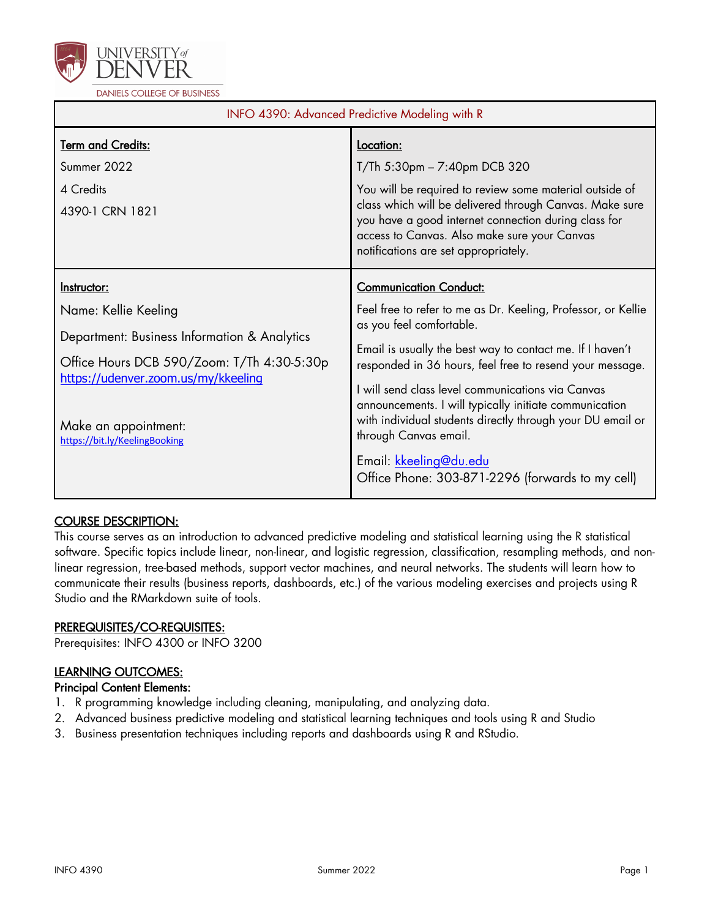UNIVERSITY of DENVER

DANIELS COLLEGE OF BUSINESS

| INFO 4390: Advanced Predictive Modeling with R | |
|---|---|
| **Term and Credits:**<br>Summer 2022<br>4 Credits<br>4390-1 CRN 1821 | **Location:**<br>T/Th 5:30pm – 7:40pm DCB 320<br>You will be required to review some material outside of class which will be delivered through Canvas. Make sure you have a good internet connection during class for access to Canvas. Also make sure your Canvas notifications are set appropriately. |
| **Instructor:**<br>Name: Kellie Keeling<br>Department: Business Information & Analytics<br>Office Hours DCB 590/Zoom: T/Th 4:30-5:30p<br>https://udenver.zoom.us/my/kkeeling<br><br>Make an appointment:<br>https://bit.ly/KeelingBooking | **Communication Conduct:**<br>Feel free to refer to me as Dr. Keeling, Professor, or Kellie as you feel comfortable.<br>Email is usually the best way to contact me. If I haven't responded in 36 hours, feel free to resend your message.<br>I will send class level communications via Canvas announcements. I will typically initiate communication with individual students directly through your DU email or through Canvas email.<br>Email: kkeeling@du.edu<br>Office Phone: 303-871-2296 (forwards to my cell) |

## COURSE DESCRIPTION:

This course serves as an introduction to advanced predictive modeling and statistical learning using the R statistical software. Specific topics include linear, non-linear, and logistic regression, classification, resampling methods, and non-linear regression, tree-based methods, support vector machines, and neural networks. The students will learn how to communicate their results (business reports, dashboards, etc.) of the various modeling exercises and projects using R Studio and the RMarkdown suite of tools.

## PREREQUISITES/CO-REQUISITES:

Prerequisites: INFO 4300 or INFO 3200

## LEARNING OUTCOMES:

**Principal Content Elements:**

1. R programming knowledge including cleaning, manipulating, and analyzing data.
2. Advanced business predictive modeling and statistical learning techniques and tools using R and Studio
3. Business presentation techniques including reports and dashboards using R and RStudio.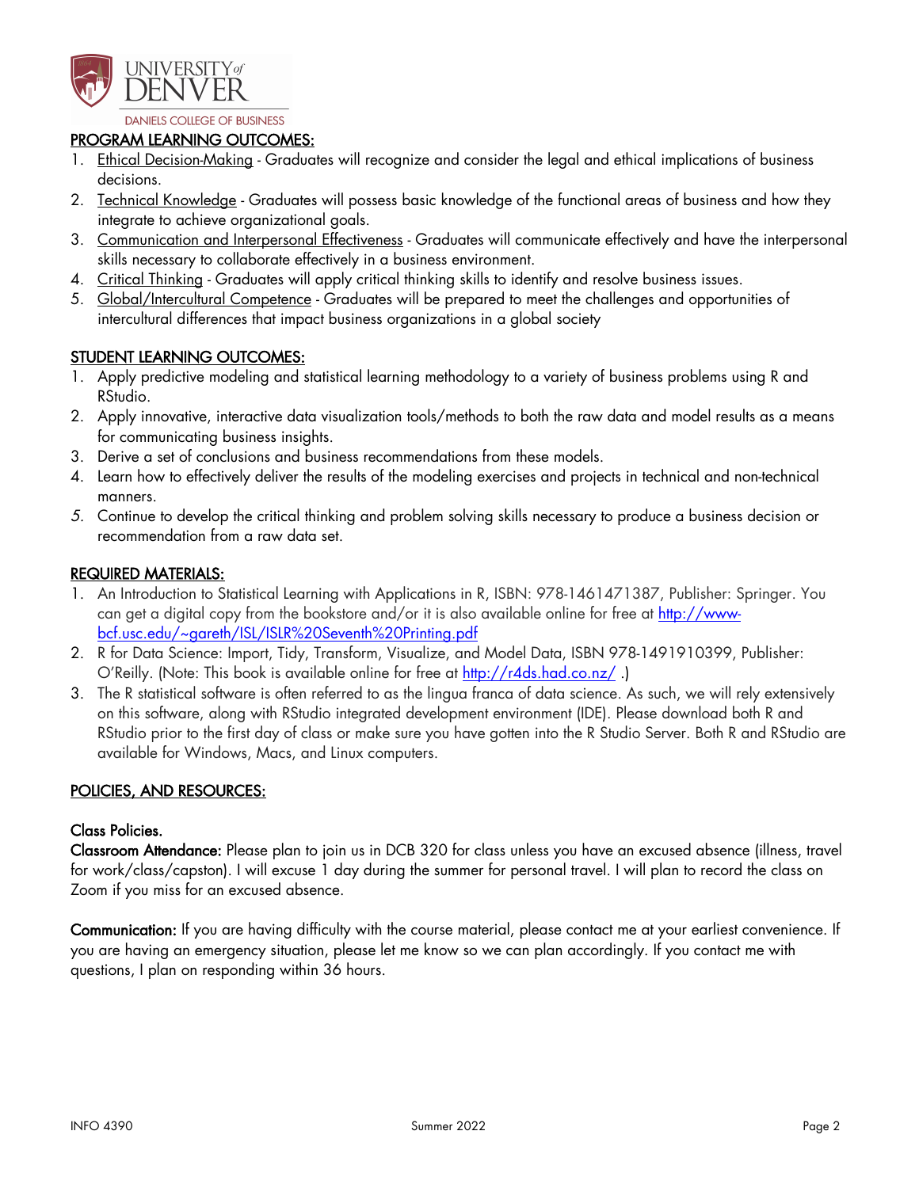## PROGRAM LEARNING OUTCOMES:

1. Ethical Decision-Making - Graduates will recognize and consider the legal and ethical implications of business decisions.
2. Technical Knowledge - Graduates will possess basic knowledge of the functional areas of business and how they integrate to achieve organizational goals.
3. Communication and Interpersonal Effectiveness - Graduates will communicate effectively and have the interpersonal skills necessary to collaborate effectively in a business environment.
4. Critical Thinking - Graduates will apply critical thinking skills to identify and resolve business issues.
5. Global/Intercultural Competence - Graduates will be prepared to meet the challenges and opportunities of intercultural differences that impact business organizations in a global society

## STUDENT LEARNING OUTCOMES:

1. Apply predictive modeling and statistical learning methodology to a variety of business problems using R and RStudio.
2. Apply innovative, interactive data visualization tools/methods to both the raw data and model results as a means for communicating business insights.
3. Derive a set of conclusions and business recommendations from these models.
4. Learn how to effectively deliver the results of the modeling exercises and projects in technical and non-technical manners.
5. Continue to develop the critical thinking and problem solving skills necessary to produce a business decision or recommendation from a raw data set.

## REQUIRED MATERIALS:

1. An Introduction to Statistical Learning with Applications in R, ISBN: 978-1461471387, Publisher: Springer. You can get a digital copy from the bookstore and/or it is also available online for free at http://www-bcf.usc.edu/~gareth/ISL/ISLR%20Seventh%20Printing.pdf
2. R for Data Science: Import, Tidy, Transform, Visualize, and Model Data, ISBN 978-1491910399, Publisher: O'Reilly. (Note: This book is available online for free at http://r4ds.had.co.nz/ .)
3. The R statistical software is often referred to as the lingua franca of data science. As such, we will rely extensively on this software, along with RStudio integrated development environment (IDE). Please download both R and RStudio prior to the first day of class or make sure you have gotten into the R Studio Server. Both R and RStudio are available for Windows, Macs, and Linux computers.

## POLICIES, AND RESOURCES:

### Class Policies.

**Classroom Attendance:** Please plan to join us in DCB 320 for class unless you have an excused absence (illness, travel for work/class/capston). I will excuse 1 day during the summer for personal travel. I will plan to record the class on Zoom if you miss for an excused absence.

**Communication:** If you are having difficulty with the course material, please contact me at your earliest convenience. If you are having an emergency situation, please let me know so we can plan accordingly. If you contact me with questions, I plan on responding within 36 hours.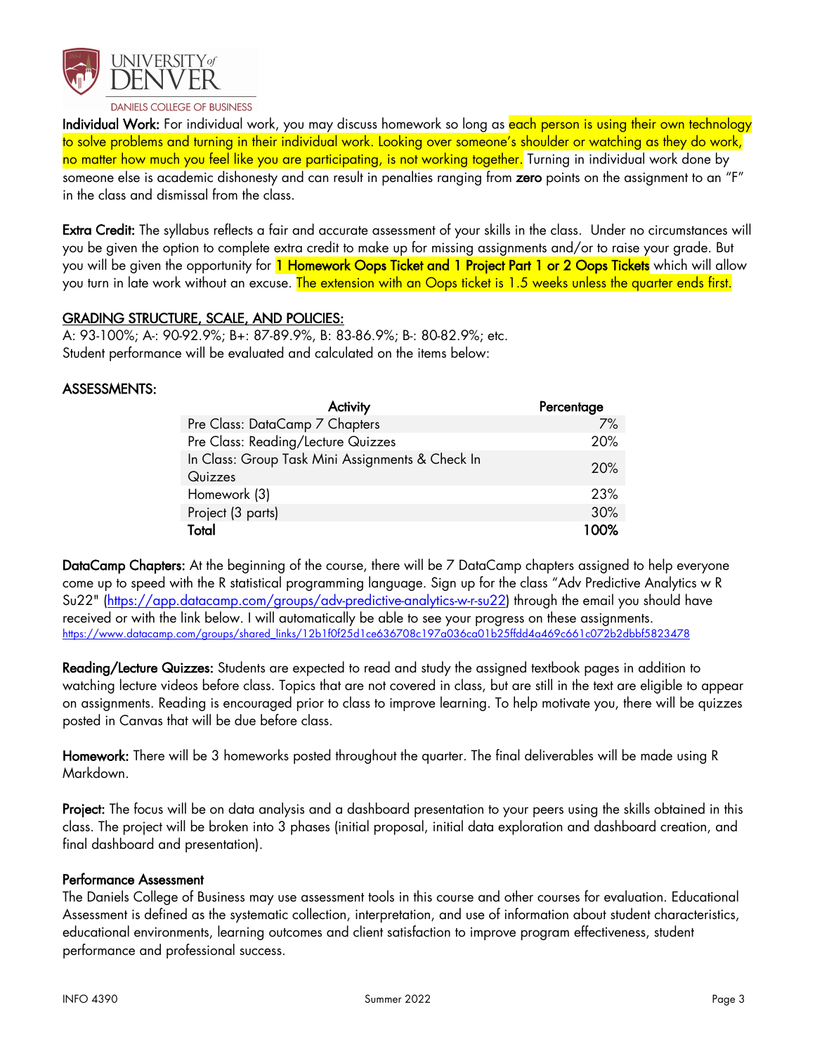**Individual Work:** For individual work, you may discuss homework so long as each person is using their own technology to solve problems and turning in their individual work. Looking over someone's shoulder or watching as they do work, no matter how much you feel like you are participating, is not working together. Turning in individual work done by someone else is academic dishonesty and can result in penalties ranging from **zero** points on the assignment to an "F" in the class and dismissal from the class.

**Extra Credit:** The syllabus reflects a fair and accurate assessment of your skills in the class. Under no circumstances will you be given the option to complete extra credit to make up for missing assignments and/or to raise your grade. But you will be given the opportunity for **1 Homework Oops Ticket and 1 Project Part 1 or 2 Oops Tickets** which will allow you turn in late work without an excuse. The extension with an Oops ticket is 1.5 weeks unless the quarter ends first.

## GRADING STRUCTURE, SCALE, AND POLICIES:

A: 93-100%; A-: 90-92.9%; B+: 87-89.9%, B: 83-86.9%; B-: 80-82.9%; etc.
Student performance will be evaluated and calculated on the items below:

## ASSESSMENTS:

| Activity | Percentage |
|---|---|
| Pre Class: DataCamp 7 Chapters | 7% |
| Pre Class: Reading/Lecture Quizzes | 20% |
| In Class: Group Task Mini Assignments & Check In Quizzes | 20% |
| Homework (3) | 23% |
| Project (3 parts) | 30% |
| **Total** | **100%** |

**DataCamp Chapters:** At the beginning of the course, there will be 7 DataCamp chapters assigned to help everyone come up to speed with the R statistical programming language. Sign up for the class "Adv Predictive Analytics w R Su22" (https://app.datacamp.com/groups/adv-predictive-analytics-w-r-su22) through the email you should have received or with the link below. I will automatically be able to see your progress on these assignments.
https://www.datacamp.com/groups/shared_links/12b1f0f25d1ce636708c197a036ca01b25ffdd4a469c661c072b2dbbf5823478

**Reading/Lecture Quizzes:** Students are expected to read and study the assigned textbook pages in addition to watching lecture videos before class. Topics that are not covered in class, but are still in the text are eligible to appear on assignments. Reading is encouraged prior to class to improve learning. To help motivate you, there will be quizzes posted in Canvas that will be due before class.

**Homework:** There will be 3 homeworks posted throughout the quarter. The final deliverables will be made using R Markdown.

**Project:** The focus will be on data analysis and a dashboard presentation to your peers using the skills obtained in this class. The project will be broken into 3 phases (initial proposal, initial data exploration and dashboard creation, and final dashboard and presentation).

### Performance Assessment

The Daniels College of Business may use assessment tools in this course and other courses for evaluation. Educational Assessment is defined as the systematic collection, interpretation, and use of information about student characteristics, educational environments, learning outcomes and client satisfaction to improve program effectiveness, student performance and professional success.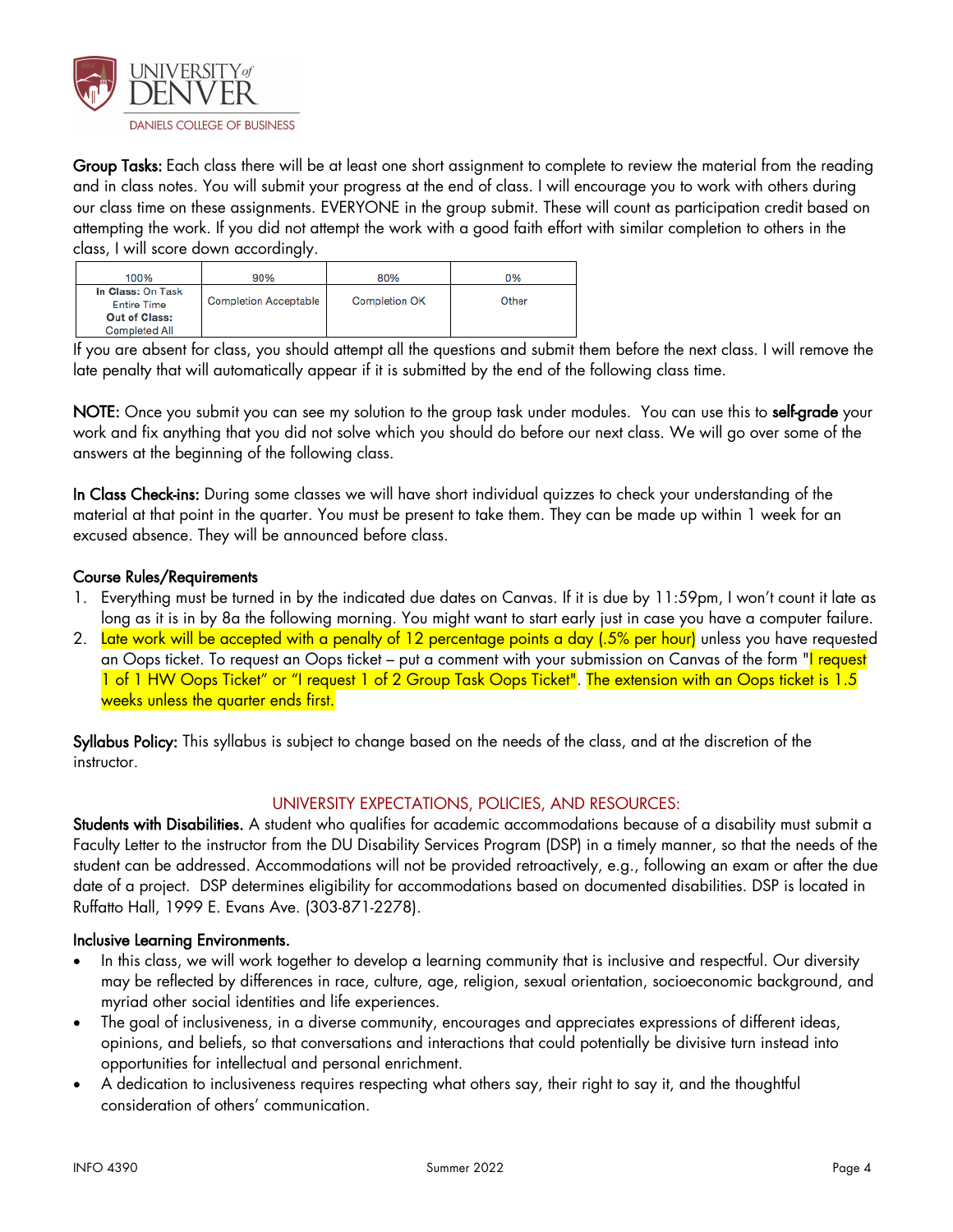**Group Tasks:** Each class there will be at least one short assignment to complete to review the material from the reading and in class notes. You will submit your progress at the end of class. I will encourage you to work with others during our class time on these assignments. EVERYONE in the group submit. These will count as participation credit based on attempting the work. If you did not attempt the work with a good faith effort with similar completion to others in the class, I will score down accordingly.

| 100% | 90% | 80% | 0% |
|---|---|---|---|
| **In Class:** On Task Entire Time **Out of Class:** Completed All | Completion Acceptable | Completion OK | Other |

If you are absent for class, you should attempt all the questions and submit them before the next class. I will remove the late penalty that will automatically appear if it is submitted by the end of the following class time.

**NOTE:** Once you submit you can see my solution to the group task under modules. You can use this to **self-grade** your work and fix anything that you did not solve which you should do before our next class. We will go over some of the answers at the beginning of the following class.

**In Class Check-ins:** During some classes we will have short individual quizzes to check your understanding of the material at that point in the quarter. You must be present to take them. They can be made up within 1 week for an excused absence. They will be announced before class.

**Course Rules/Requirements**

1. Everything must be turned in by the indicated due dates on Canvas. If it is due by 11:59pm, I won't count it late as long as it is in by 8a the following morning. You might want to start early just in case you have a computer failure.
2. Late work will be accepted with a penalty of 12 percentage points a day (.5% per hour) unless you have requested an Oops ticket. To request an Oops ticket – put a comment with your submission on Canvas of the form "I request 1 of 1 HW Oops Ticket" or "I request 1 of 2 Group Task Oops Ticket". The extension with an Oops ticket is 1.5 weeks unless the quarter ends first.

**Syllabus Policy:** This syllabus is subject to change based on the needs of the class, and at the discretion of the instructor.

## UNIVERSITY EXPECTATIONS, POLICIES, AND RESOURCES:

**Students with Disabilities.** A student who qualifies for academic accommodations because of a disability must submit a Faculty Letter to the instructor from the DU Disability Services Program (DSP) in a timely manner, so that the needs of the student can be addressed. Accommodations will not be provided retroactively, e.g., following an exam or after the due date of a project. DSP determines eligibility for accommodations based on documented disabilities. DSP is located in Ruffatto Hall, 1999 E. Evans Ave. (303-871-2278).

**Inclusive Learning Environments.**

- In this class, we will work together to develop a learning community that is inclusive and respectful. Our diversity may be reflected by differences in race, culture, age, religion, sexual orientation, socioeconomic background, and myriad other social identities and life experiences.
- The goal of inclusiveness, in a diverse community, encourages and appreciates expressions of different ideas, opinions, and beliefs, so that conversations and interactions that could potentially be divisive turn instead into opportunities for intellectual and personal enrichment.
- A dedication to inclusiveness requires respecting what others say, their right to say it, and the thoughtful consideration of others' communication.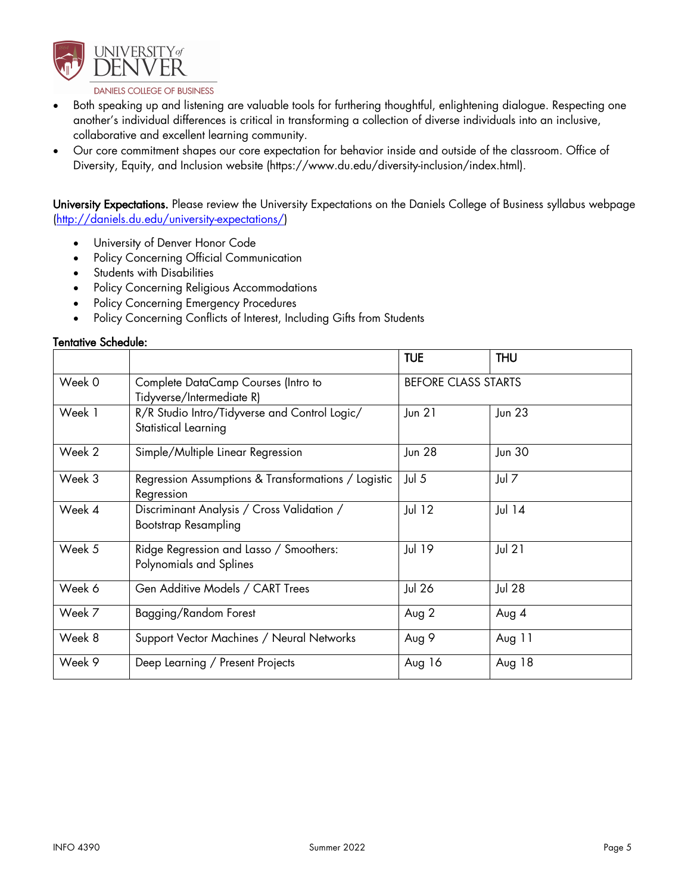- Both speaking up and listening are valuable tools for furthering thoughtful, enlightening dialogue. Respecting one another's individual differences is critical in transforming a collection of diverse individuals into an inclusive, collaborative and excellent learning community.
- Our core commitment shapes our core expectation for behavior inside and outside of the classroom. Office of Diversity, Equity, and Inclusion website (https://www.du.edu/diversity-inclusion/index.html).

**University Expectations.** Please review the University Expectations on the Daniels College of Business syllabus webpage (http://daniels.du.edu/university-expectations/)

- University of Denver Honor Code
- Policy Concerning Official Communication
- Students with Disabilities
- Policy Concerning Religious Accommodations
- Policy Concerning Emergency Procedures
- Policy Concerning Conflicts of Interest, Including Gifts from Students

**Tentative Schedule:**

| | | TUE | THU |
|---|---|---|---|
| Week 0 | Complete DataCamp Courses (Intro to Tidyverse/Intermediate R) | BEFORE CLASS STARTS | |
| Week 1 | R/R Studio Intro/Tidyverse and Control Logic/ Statistical Learning | Jun 21 | Jun 23 |
| Week 2 | Simple/Multiple Linear Regression | Jun 28 | Jun 30 |
| Week 3 | Regression Assumptions & Transformations / Logistic Regression | Jul 5 | Jul 7 |
| Week 4 | Discriminant Analysis / Cross Validation / Bootstrap Resampling | Jul 12 | Jul 14 |
| Week 5 | Ridge Regression and Lasso / Smoothers: Polynomials and Splines | Jul 19 | Jul 21 |
| Week 6 | Gen Additive Models / CART Trees | Jul 26 | Jul 28 |
| Week 7 | Bagging/Random Forest | Aug 2 | Aug 4 |
| Week 8 | Support Vector Machines / Neural Networks | Aug 9 | Aug 11 |
| Week 9 | Deep Learning / Present Projects | Aug 16 | Aug 18 |